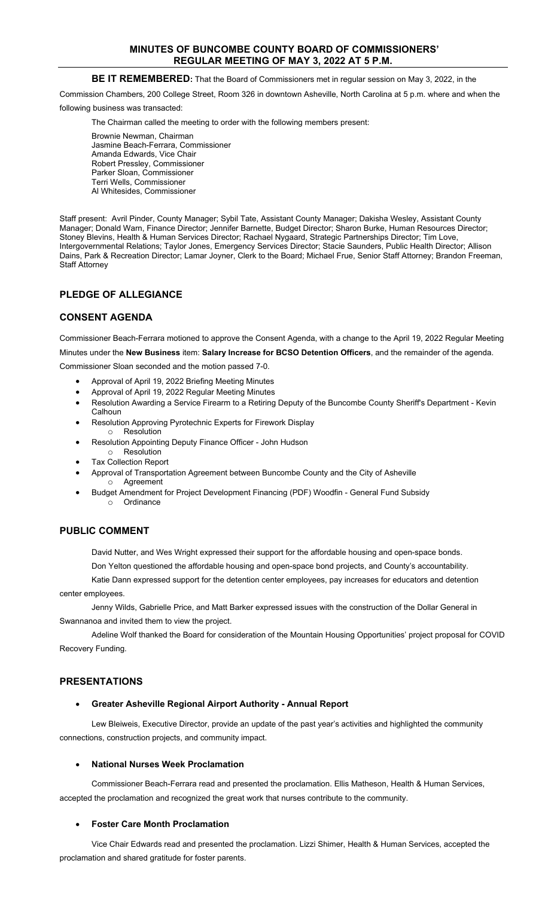# MINUTES OF BUNCOMBE COUNTY BOARD OF COMMISSIONERS' REGULAR MEETING OF MAY 3, 2022 AT 5 P.M.

**BE IT REMEMBERED:** That the Board of Commissioners met in regular session on May 3, 2022, in the Commission Chambers, 200 College Street, Room 326 in downtown Asheville, North Carolina at 5 p.m. where and when the following business was transacted:

The Chairman called the meeting to order with the following members present:

Brownie Newman, Chairman
Jasmine Beach-Ferrara, Commissioner
Amanda Edwards, Vice Chair
Robert Pressley, Commissioner
Parker Sloan, Commissioner
Terri Wells, Commissioner
Al Whitesides, Commissioner

Staff present: Avril Pinder, County Manager; Sybil Tate, Assistant County Manager; Dakisha Wesley, Assistant County Manager; Donald Warn, Finance Director; Jennifer Barnette, Budget Director; Sharon Burke, Human Resources Director; Stoney Blevins, Health & Human Services Director; Rachael Nygaard, Strategic Partnerships Director; Tim Love, Intergovernmental Relations; Taylor Jones, Emergency Services Director; Stacie Saunders, Public Health Director; Allison Dains, Park & Recreation Director; Lamar Joyner, Clerk to the Board; Michael Frue, Senior Staff Attorney; Brandon Freeman, Staff Attorney

## PLEDGE OF ALLEGIANCE

## CONSENT AGENDA

Commissioner Beach-Ferrara motioned to approve the Consent Agenda, with a change to the April 19, 2022 Regular Meeting Minutes under the **New Business** item: **Salary Increase for BCSO Detention Officers**, and the remainder of the agenda. Commissioner Sloan seconded and the motion passed 7-0.

- Approval of April 19, 2022 Briefing Meeting Minutes
- Approval of April 19, 2022 Regular Meeting Minutes
- Resolution Awarding a Service Firearm to a Retiring Deputy of the Buncombe County Sheriff's Department - Kevin Calhoun
- Resolution Approving Pyrotechnic Experts for Firework Display
  - Resolution
- Resolution Appointing Deputy Finance Officer - John Hudson
  - Resolution
- Tax Collection Report
- Approval of Transportation Agreement between Buncombe County and the City of Asheville
  - Agreement
- Budget Amendment for Project Development Financing (PDF) Woodfin - General Fund Subsidy
  - Ordinance

## PUBLIC COMMENT

David Nutter, and Wes Wright expressed their support for the affordable housing and open-space bonds.

Don Yelton questioned the affordable housing and open-space bond projects, and County's accountability.

Katie Dann expressed support for the detention center employees, pay increases for educators and detention center employees.

Jenny Wilds, Gabrielle Price, and Matt Barker expressed issues with the construction of the Dollar General in Swannanoa and invited them to view the project.

Adeline Wolf thanked the Board for consideration of the Mountain Housing Opportunities' project proposal for COVID Recovery Funding.

## PRESENTATIONS

- **Greater Asheville Regional Airport Authority - Annual Report**

Lew Bleiweis, Executive Director, provide an update of the past year's activities and highlighted the community connections, construction projects, and community impact.

- **National Nurses Week Proclamation**

Commissioner Beach-Ferrara read and presented the proclamation. Ellis Matheson, Health & Human Services, accepted the proclamation and recognized the great work that nurses contribute to the community.

- **Foster Care Month Proclamation**

Vice Chair Edwards read and presented the proclamation. Lizzi Shimer, Health & Human Services, accepted the proclamation and shared gratitude for foster parents.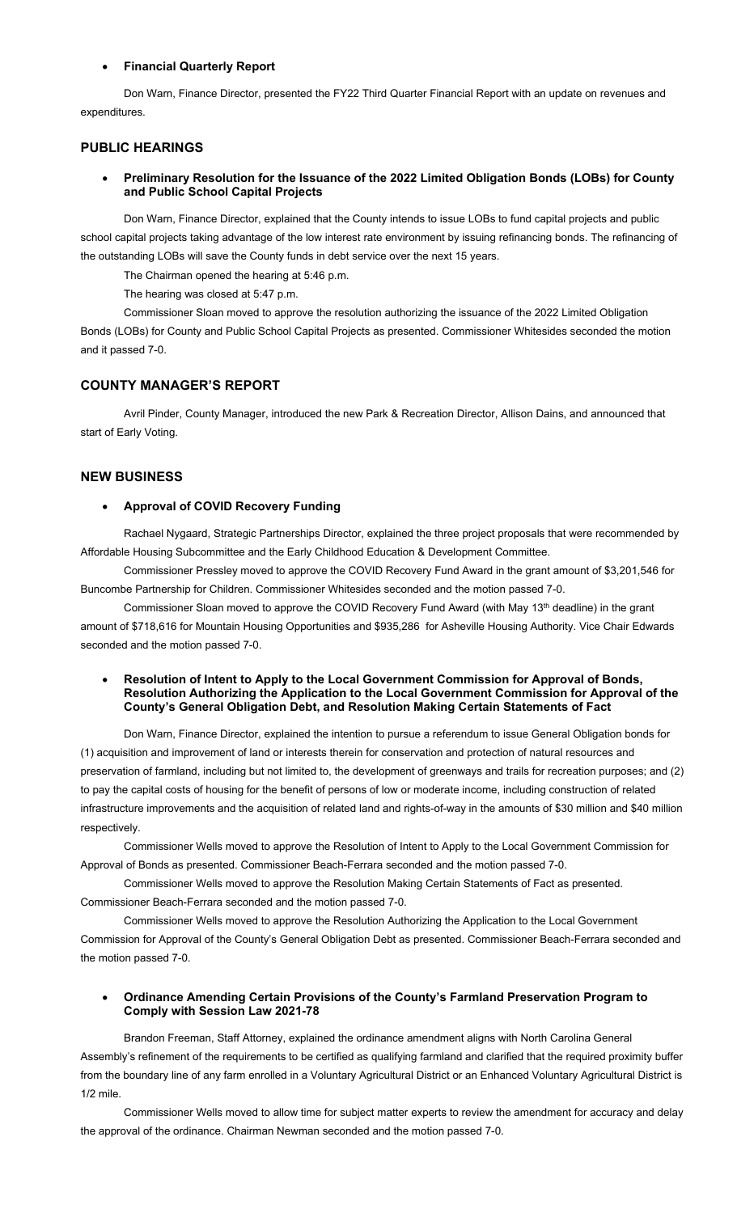- **Financial Quarterly Report**

Don Warn, Finance Director, presented the FY22 Third Quarter Financial Report with an update on revenues and expenditures.

## PUBLIC HEARINGS

- **Preliminary Resolution for the Issuance of the 2022 Limited Obligation Bonds (LOBs) for County and Public School Capital Projects**

Don Warn, Finance Director, explained that the County intends to issue LOBs to fund capital projects and public school capital projects taking advantage of the low interest rate environment by issuing refinancing bonds. The refinancing of the outstanding LOBs will save the County funds in debt service over the next 15 years.

The Chairman opened the hearing at 5:46 p.m.

The hearing was closed at 5:47 p.m.

Commissioner Sloan moved to approve the resolution authorizing the issuance of the 2022 Limited Obligation Bonds (LOBs) for County and Public School Capital Projects as presented. Commissioner Whitesides seconded the motion and it passed 7-0.

## COUNTY MANAGER'S REPORT

Avril Pinder, County Manager, introduced the new Park & Recreation Director, Allison Dains, and announced that start of Early Voting.

## NEW BUSINESS

- **Approval of COVID Recovery Funding**

Rachael Nygaard, Strategic Partnerships Director, explained the three project proposals that were recommended by Affordable Housing Subcommittee and the Early Childhood Education & Development Committee.

Commissioner Pressley moved to approve the COVID Recovery Fund Award in the grant amount of $3,201,546 for Buncombe Partnership for Children. Commissioner Whitesides seconded and the motion passed 7-0.

Commissioner Sloan moved to approve the COVID Recovery Fund Award (with May 13th deadline) in the grant amount of $718,616 for Mountain Housing Opportunities and $935,286 for Asheville Housing Authority. Vice Chair Edwards seconded and the motion passed 7-0.

- **Resolution of Intent to Apply to the Local Government Commission for Approval of Bonds, Resolution Authorizing the Application to the Local Government Commission for Approval of the County's General Obligation Debt, and Resolution Making Certain Statements of Fact**

Don Warn, Finance Director, explained the intention to pursue a referendum to issue General Obligation bonds for (1) acquisition and improvement of land or interests therein for conservation and protection of natural resources and preservation of farmland, including but not limited to, the development of greenways and trails for recreation purposes; and (2) to pay the capital costs of housing for the benefit of persons of low or moderate income, including construction of related infrastructure improvements and the acquisition of related land and rights-of-way in the amounts of $30 million and $40 million respectively.

Commissioner Wells moved to approve the Resolution of Intent to Apply to the Local Government Commission for Approval of Bonds as presented. Commissioner Beach-Ferrara seconded and the motion passed 7-0.

Commissioner Wells moved to approve the Resolution Making Certain Statements of Fact as presented. Commissioner Beach-Ferrara seconded and the motion passed 7-0.

Commissioner Wells moved to approve the Resolution Authorizing the Application to the Local Government Commission for Approval of the County's General Obligation Debt as presented. Commissioner Beach-Ferrara seconded and the motion passed 7-0.

- **Ordinance Amending Certain Provisions of the County's Farmland Preservation Program to Comply with Session Law 2021-78**

Brandon Freeman, Staff Attorney, explained the ordinance amendment aligns with North Carolina General Assembly's refinement of the requirements to be certified as qualifying farmland and clarified that the required proximity buffer from the boundary line of any farm enrolled in a Voluntary Agricultural District or an Enhanced Voluntary Agricultural District is 1/2 mile.

Commissioner Wells moved to allow time for subject matter experts to review the amendment for accuracy and delay the approval of the ordinance. Chairman Newman seconded and the motion passed 7-0.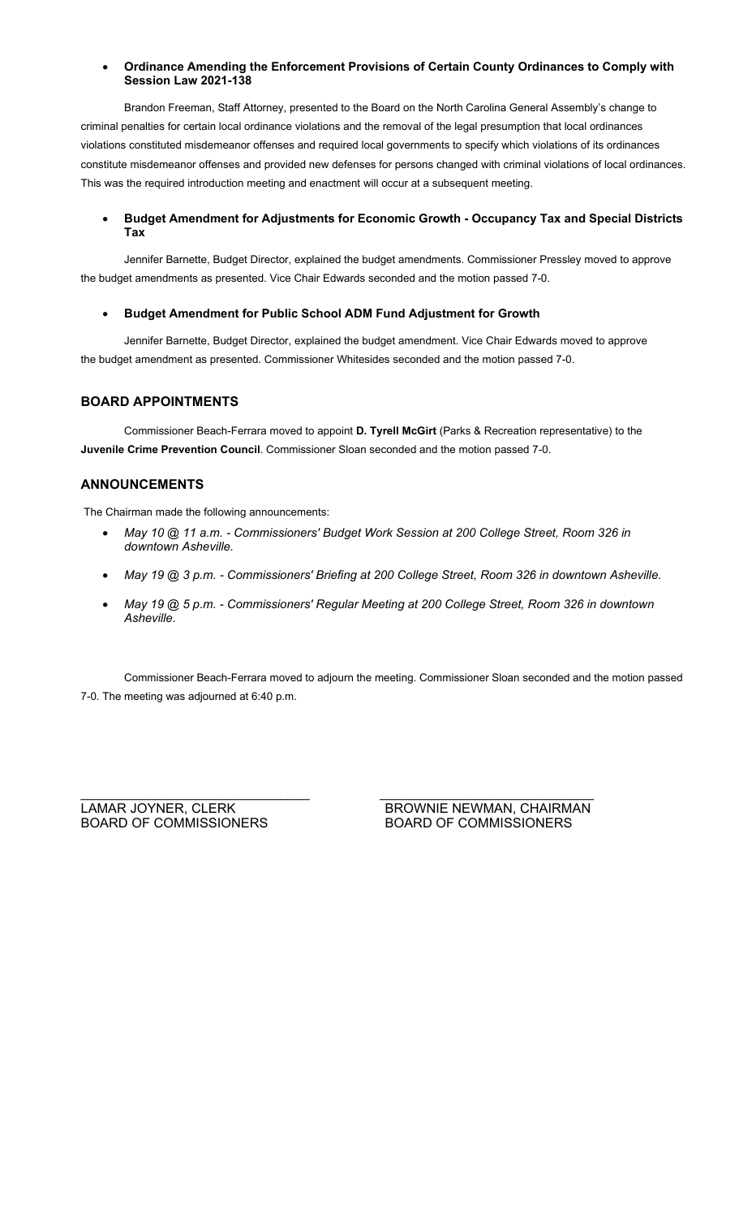- **Ordinance Amending the Enforcement Provisions of Certain County Ordinances to Comply with Session Law 2021-138**

Brandon Freeman, Staff Attorney, presented to the Board on the North Carolina General Assembly's change to criminal penalties for certain local ordinance violations and the removal of the legal presumption that local ordinances violations constituted misdemeanor offenses and required local governments to specify which violations of its ordinances constitute misdemeanor offenses and provided new defenses for persons changed with criminal violations of local ordinances. This was the required introduction meeting and enactment will occur at a subsequent meeting.

- **Budget Amendment for Adjustments for Economic Growth - Occupancy Tax and Special Districts Tax**

Jennifer Barnette, Budget Director, explained the budget amendments. Commissioner Pressley moved to approve the budget amendments as presented. Vice Chair Edwards seconded and the motion passed 7-0.

- **Budget Amendment for Public School ADM Fund Adjustment for Growth**

Jennifer Barnette, Budget Director, explained the budget amendment. Vice Chair Edwards moved to approve the budget amendment as presented. Commissioner Whitesides seconded and the motion passed 7-0.

## BOARD APPOINTMENTS

Commissioner Beach-Ferrara moved to appoint **D. Tyrell McGirt** (Parks & Recreation representative) to the **Juvenile Crime Prevention Council**. Commissioner Sloan seconded and the motion passed 7-0.

## ANNOUNCEMENTS

The Chairman made the following announcements:

- *May 10 @ 11 a.m. - Commissioners' Budget Work Session at 200 College Street, Room 326 in downtown Asheville.*
- *May 19 @ 3 p.m. - Commissioners' Briefing at 200 College Street, Room 326 in downtown Asheville.*
- *May 19 @ 5 p.m. - Commissioners' Regular Meeting at 200 College Street, Room 326 in downtown Asheville.*

Commissioner Beach-Ferrara moved to adjourn the meeting. Commissioner Sloan seconded and the motion passed 7-0. The meeting was adjourned at 6:40 p.m.

\_\_\_\_\_\_\_\_\_\_\_\_\_\_\_\_\_\_\_\_\_\_\_\_\_\_\_\_\_\_\_\_
LAMAR JOYNER, CLERK
BOARD OF COMMISSIONERS

\_\_\_\_\_\_\_\_\_\_\_\_\_\_\_\_\_\_\_\_\_\_\_\_\_\_\_\_\_\_\_\_
BROWNIE NEWMAN, CHAIRMAN
BOARD OF COMMISSIONERS